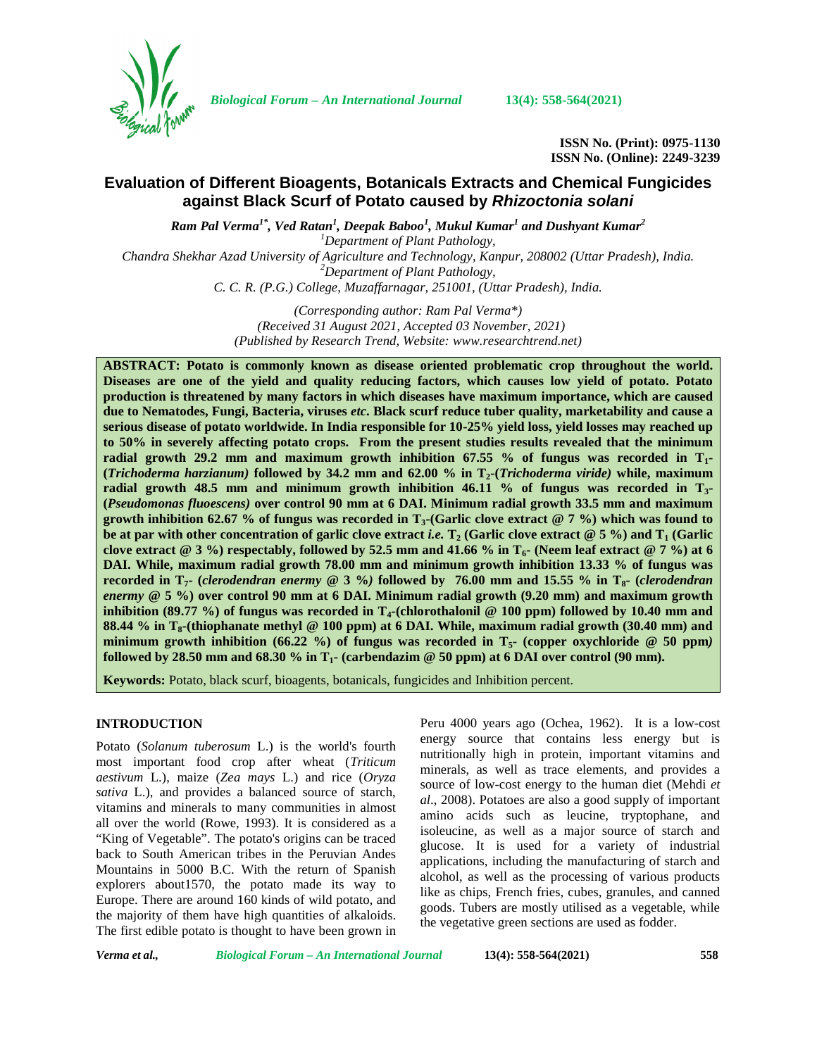**ISSN No. (Print): 0975-1130**
**ISSN No. (Online): 2249-3239**

# Evaluation of Different Bioagents, Botanicals Extracts and Chemical Fungicides against Black Scurf of Potato caused by *Rhizoctonia solani*

***Ram Pal Verma[1*], Ved Ratan[1], Deepak Baboo[1], Mukul Kumar[1] and Dushyant Kumar[2]***

*[1]Department of Plant Pathology,*
*Chandra Shekhar Azad University of Agriculture and Technology, Kanpur, 208002 (Uttar Pradesh), India.*
*[2]Department of Plant Pathology,*
*C. C. R. (P.G.) College, Muzaffarnagar, 251001, (Uttar Pradesh), India.*

*(Corresponding author: Ram Pal Verma\*)*
*(Received 31 August 2021, Accepted 03 November, 2021)*
*(Published by Research Trend, Website: www.researchtrend.net)*

**ABSTRACT: Potato is commonly known as disease oriented problematic crop throughout the world. Diseases are one of the yield and quality reducing factors, which causes low yield of potato. Potato production is threatened by many factors in which diseases have maximum importance, which are caused due to Nematodes, Fungi, Bacteria, viruses *etc*. Black scurf reduce tuber quality, marketability and cause a serious disease of potato worldwide. In India responsible for 10-25% yield loss, yield losses may reached up to 50% in severely affecting potato crops. From the present studies results revealed that the minimum radial growth 29.2 mm and maximum growth inhibition 67.55 % of fungus was recorded in $T_1$- (*Trichoderma harzianum)* followed by 34.2 mm and 62.00 % in $T_2$-(*Trichoderma viride)* while, maximum radial growth 48.5 mm and minimum growth inhibition 46.11 % of fungus was recorded in $T_3$- (*Pseudomonas fluoescens)* over control 90 mm at 6 DAI. Minimum radial growth 33.5 mm and maximum growth inhibition 62.67 % of fungus was recorded in $T_3$-(Garlic clove extract @ 7 %) which was found to be at par with other concentration of garlic clove extract *i.e.* $T_2$ (Garlic clove extract @ 5 %) and $T_1$ (Garlic clove extract @ 3 %) respectably, followed by 52.5 mm and 41.66 % in $T_6$- (Neem leaf extract @ 7 %) at 6 DAI. While, maximum radial growth 78.00 mm and minimum growth inhibition 13.33 % of fungus was recorded in $T_7$- (*clerodendran enermy* @ 3 %*)* followed by 76.00 mm and 15.55 % in $T_8$- (*clerodendran enermy* @ 5 %) over control 90 mm at 6 DAI. Minimum radial growth (9.20 mm) and maximum growth inhibition (89.77 %) of fungus was recorded in $T_4$-(chlorothalonil @ 100 ppm) followed by 10.40 mm and 88.44 % in $T_8$-(thiophanate methyl @ 100 ppm) at 6 DAI. While, maximum radial growth (30.40 mm) and minimum growth inhibition (66.22 %) of fungus was recorded in $T_5$- (copper oxychloride @ 50 ppm*)* followed by 28.50 mm and 68.30 % in $T_1$- (carbendazim @ 50 ppm) at 6 DAI over control (90 mm).**

**Keywords:** Potato, black scurf, bioagents, botanicals, fungicides and Inhibition percent.

## INTRODUCTION

Potato (*Solanum tuberosum* L.) is the world's fourth most important food crop after wheat (*Triticum aestivum* L.), maize (*Zea mays* L.) and rice (*Oryza sativa* L.), and provides a balanced source of starch, vitamins and minerals to many communities in almost all over the world (Rowe, 1993). It is considered as a "King of Vegetable". The potato's origins can be traced back to South American tribes in the Peruvian Andes Mountains in 5000 B.C. With the return of Spanish explorers about1570, the potato made its way to Europe. There are around 160 kinds of wild potato, and the majority of them have high quantities of alkaloids. The first edible potato is thought to have been grown in Peru 4000 years ago (Ochea, 1962). It is a low-cost energy source that contains less energy but is nutritionally high in protein, important vitamins and minerals, as well as trace elements, and provides a source of low-cost energy to the human diet (Mehdi *et al*., 2008). Potatoes are also a good supply of important amino acids such as leucine, tryptophane, and isoleucine, as well as a major source of starch and glucose. It is used for a variety of industrial applications, including the manufacturing of starch and alcohol, as well as the processing of various products like as chips, French fries, cubes, granules, and canned goods. Tubers are mostly utilised as a vegetable, while the vegetative green sections are used as fodder.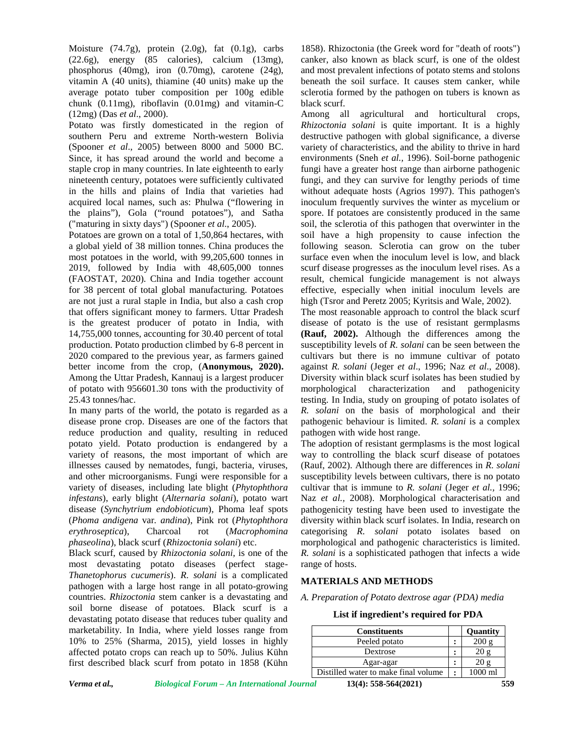Moisture (74.7g), protein (2.0g), fat (0.1g), carbs (22.6g), energy (85 calories), calcium (13mg), phosphorus (40mg), iron (0.70mg), carotene (24g), vitamin A (40 units), thiamine (40 units) make up the average potato tuber composition per 100g edible chunk (0.11mg), riboflavin (0.01mg) and vitamin-C (12mg) (Das *et al*., 2000).

Potato was firstly domesticated in the region of southern Peru and extreme North-western Bolivia (Spooner *et al*., 2005) between 8000 and 5000 BC. Since, it has spread around the world and become a staple crop in many countries. In late eighteenth to early nineteenth century, potatoes were sufficiently cultivated in the hills and plains of India that varieties had acquired local names, such as: Phulwa ("flowering in the plains"), Gola ("round potatoes"), and Satha ("maturing in sixty days") (Spooner *et al*., 2005).

Potatoes are grown on a total of 1,50,864 hectares, with a global yield of 38 million tonnes. China produces the most potatoes in the world, with 99,205,600 tonnes in 2019, followed by India with 48,605,000 tonnes (FAOSTAT, 2020). China and India together account for 38 percent of total global manufacturing. Potatoes are not just a rural staple in India, but also a cash crop that offers significant money to farmers. Uttar Pradesh is the greatest producer of potato in India, with 14,755,000 tonnes, accounting for 30.40 percent of total production. Potato production climbed by 6-8 percent in 2020 compared to the previous year, as farmers gained better income from the crop, (**Anonymous, 2020).** Among the Uttar Pradesh, Kannauj is a largest producer of potato with 956601.30 tons with the productivity of 25.43 tonnes/hac.

In many parts of the world, the potato is regarded as a disease prone crop. Diseases are one of the factors that reduce production and quality, resulting in reduced potato yield. Potato production is endangered by a variety of reasons, the most important of which are illnesses caused by nematodes, fungi, bacteria, viruses, and other microorganisms. Fungi were responsible for a variety of diseases, including late blight (*Phytophthora infestans*), early blight (*Alternaria solani*), potato wart disease (*Synchytrium endobioticum*), Phoma leaf spots (*Phoma andigena* var. *andina*), Pink rot (*Phytophthora erythroseptica*), Charcoal rot (*Macrophomina phaseolina*), black scurf (*Rhizoctonia solani*) etc.

Black scurf, caused by *Rhizoctonia solani*, is one of the most devastating potato diseases (perfect stage- *Thanetophorus cucumeris*). *R. solani* is a complicated pathogen with a large host range in all potato-growing countries. *Rhizoctonia* stem canker is a devastating and soil borne disease of potatoes. Black scurf is a devastating potato disease that reduces tuber quality and marketability. In India, where yield losses range from 10% to 25% (Sharma, 2015), yield losses in highly affected potato crops can reach up to 50%. Julius Kühn first described black scurf from potato in 1858 (Kühn 1858). Rhizoctonia (the Greek word for "death of roots") canker, also known as black scurf, is one of the oldest and most prevalent infections of potato stems and stolons beneath the soil surface. It causes stem canker, while sclerotia formed by the pathogen on tubers is known as black scurf.

Among all agricultural and horticultural crops, *Rhizoctonia solani* is quite important. It is a highly destructive pathogen with global significance, a diverse variety of characteristics, and the ability to thrive in hard environments (Sneh *et al.*, 1996). Soil-borne pathogenic fungi have a greater host range than airborne pathogenic fungi, and they can survive for lengthy periods of time without adequate hosts (Agrios 1997). This pathogen's inoculum frequently survives the winter as mycelium or spore. If potatoes are consistently produced in the same soil, the sclerotia of this pathogen that overwinter in the soil have a high propensity to cause infection the following season. Sclerotia can grow on the tuber surface even when the inoculum level is low, and black scurf disease progresses as the inoculum level rises. As a result, chemical fungicide management is not always effective, especially when initial inoculum levels are high (Tsror and Peretz 2005; Kyritsis and Wale, 2002).

The most reasonable approach to control the black scurf disease of potato is the use of resistant germplasms **(Rauf, 2002).** Although the differences among the susceptibility levels of *R. solani* can be seen between the cultivars but there is no immune cultivar of potato against *R. solani* (Jeger *et al*., 1996; Naz *et al*., 2008). Diversity within black scurf isolates has been studied by morphological characterization and pathogenicity testing. In India, study on grouping of potato isolates of *R. solani* on the basis of morphological and their pathogenic behaviour is limited. *R. solani* is a complex pathogen with wide host range.

The adoption of resistant germplasms is the most logical way to controlling the black scurf disease of potatoes (Rauf, 2002). Although there are differences in *R. solani* susceptibility levels between cultivars, there is no potato cultivar that is immune to *R. solani* (Jeger *et al.,* 1996; Naz *et al.,* 2008). Morphological characterisation and pathogenicity testing have been used to investigate the diversity within black scurf isolates. In India, research on categorising *R. solani* potato isolates based on morphological and pathogenic characteristics is limited. *R. solani* is a sophisticated pathogen that infects a wide range of hosts.

## MATERIALS AND METHODS

*A. Preparation of Potato dextrose agar (PDA) media*

**List if ingredient's required for PDA**

| Constituents | | Quantity |
|---|---|---|
| Peeled potato | : | 200 g |
| Dextrose | : | 20 g |
| Agar-agar | : | 20 g |
| Distilled water to make final volume | : | 1000 ml |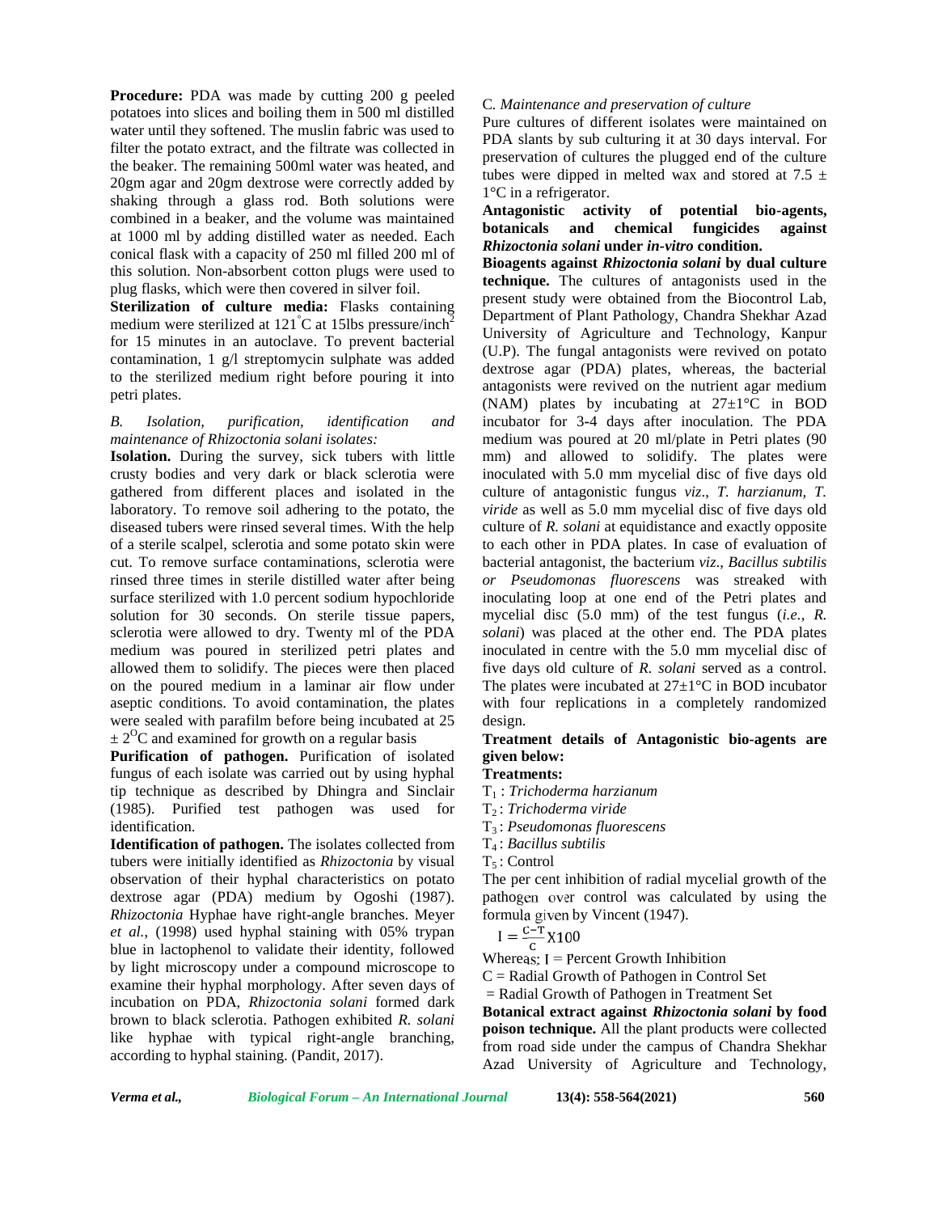**Procedure:** PDA was made by cutting 200 g peeled potatoes into slices and boiling them in 500 ml distilled water until they softened. The muslin fabric was used to filter the potato extract, and the filtrate was collected in the beaker. The remaining 500ml water was heated, and 20gm agar and 20gm dextrose were correctly added by shaking through a glass rod. Both solutions were combined in a beaker, and the volume was maintained at 1000 ml by adding distilled water as needed. Each conical flask with a capacity of 250 ml filled 200 ml of this solution. Non-absorbent cotton plugs were used to plug flasks, which were then covered in silver foil.

**Sterilization of culture media:** Flasks containing medium were sterilized at 121°C at 15lbs pressure/inch$^2$ for 15 minutes in an autoclave. To prevent bacterial contamination, 1 g/l streptomycin sulphate was added to the sterilized medium right before pouring it into petri plates.

*B. Isolation, purification, identification and maintenance of Rhizoctonia solani isolates:*

**Isolation.** During the survey, sick tubers with little crusty bodies and very dark or black sclerotia were gathered from different places and isolated in the laboratory. To remove soil adhering to the potato, the diseased tubers were rinsed several times. With the help of a sterile scalpel, sclerotia and some potato skin were cut. To remove surface contaminations, sclerotia were rinsed three times in sterile distilled water after being surface sterilized with 1.0 percent sodium hypochloride solution for 30 seconds. On sterile tissue papers, sclerotia were allowed to dry. Twenty ml of the PDA medium was poured in sterilized petri plates and allowed them to solidify. The pieces were then placed on the poured medium in a laminar air flow under aseptic conditions. To avoid contamination, the plates were sealed with parafilm before being incubated at 25 ± 2°C and examined for growth on a regular basis

**Purification of pathogen.** Purification of isolated fungus of each isolate was carried out by using hyphal tip technique as described by Dhingra and Sinclair (1985). Purified test pathogen was used for identification.

**Identification of pathogen.** The isolates collected from tubers were initially identified as *Rhizoctonia* by visual observation of their hyphal characteristics on potato dextrose agar (PDA) medium by Ogoshi (1987). *Rhizoctonia* Hyphae have right-angle branches. Meyer *et al.*, (1998) used hyphal staining with 05% trypan blue in lactophenol to validate their identity, followed by light microscopy under a compound microscope to examine their hyphal morphology. After seven days of incubation on PDA, *Rhizoctonia solani* formed dark brown to black sclerotia. Pathogen exhibited *R. solani* like hyphae with typical right-angle branching, according to hyphal staining. (Pandit, 2017).

C. *Maintenance and preservation of culture*

Pure cultures of different isolates were maintained on PDA slants by sub culturing it at 30 days interval. For preservation of cultures the plugged end of the culture tubes were dipped in melted wax and stored at 7.5 ± 1°C in a refrigerator.

**Antagonistic activity of potential bio-agents, botanicals and chemical fungicides against *Rhizoctonia solani* under *in-vitro* condition.**

**Bioagents against *Rhizoctonia solani* by dual culture technique.** The cultures of antagonists used in the present study were obtained from the Biocontrol Lab, Department of Plant Pathology, Chandra Shekhar Azad University of Agriculture and Technology, Kanpur (U.P). The fungal antagonists were revived on potato dextrose agar (PDA) plates, whereas, the bacterial antagonists were revived on the nutrient agar medium (NAM) plates by incubating at 27±1°C in BOD incubator for 3-4 days after inoculation. The PDA medium was poured at 20 ml/plate in Petri plates (90 mm) and allowed to solidify. The plates were inoculated with 5.0 mm mycelial disc of five days old culture of antagonistic fungus *viz*., *T. harzianum*, *T. viride* as well as 5.0 mm mycelial disc of five days old culture of *R. solani* at equidistance and exactly opposite to each other in PDA plates. In case of evaluation of bacterial antagonist, the bacterium *viz*., *Bacillus subtilis or Pseudomonas fluorescens* was streaked with inoculating loop at one end of the Petri plates and mycelial disc (5.0 mm) of the test fungus (*i.e., R. solani*) was placed at the other end. The PDA plates inoculated in centre with the 5.0 mm mycelial disc of five days old culture of *R. solani* served as a control. The plates were incubated at 27±1°C in BOD incubator with four replications in a completely randomized design.

**Treatment details of Antagonistic bio-agents are given below:**

**Treatments:**

$T_1$ : *Trichoderma harzianum*

$T_2$ : *Trichoderma viride*

$T_3$ : *Pseudomonas fluorescens*

$T_4$ : *Bacillus subtilis*

$T_5$ : Control

The per cent inhibition of radial mycelial growth of the pathogen over control was calculated by using the formula given by Vincent (1947).

$$I = \frac{C-T}{C} X100$$

Whereas: I = Percent Growth Inhibition

C = Radial Growth of Pathogen in Control Set

= Radial Growth of Pathogen in Treatment Set

**Botanical extract against *Rhizoctonia solani* by food poison technique.** All the plant products were collected from road side under the campus of Chandra Shekhar Azad University of Agriculture and Technology,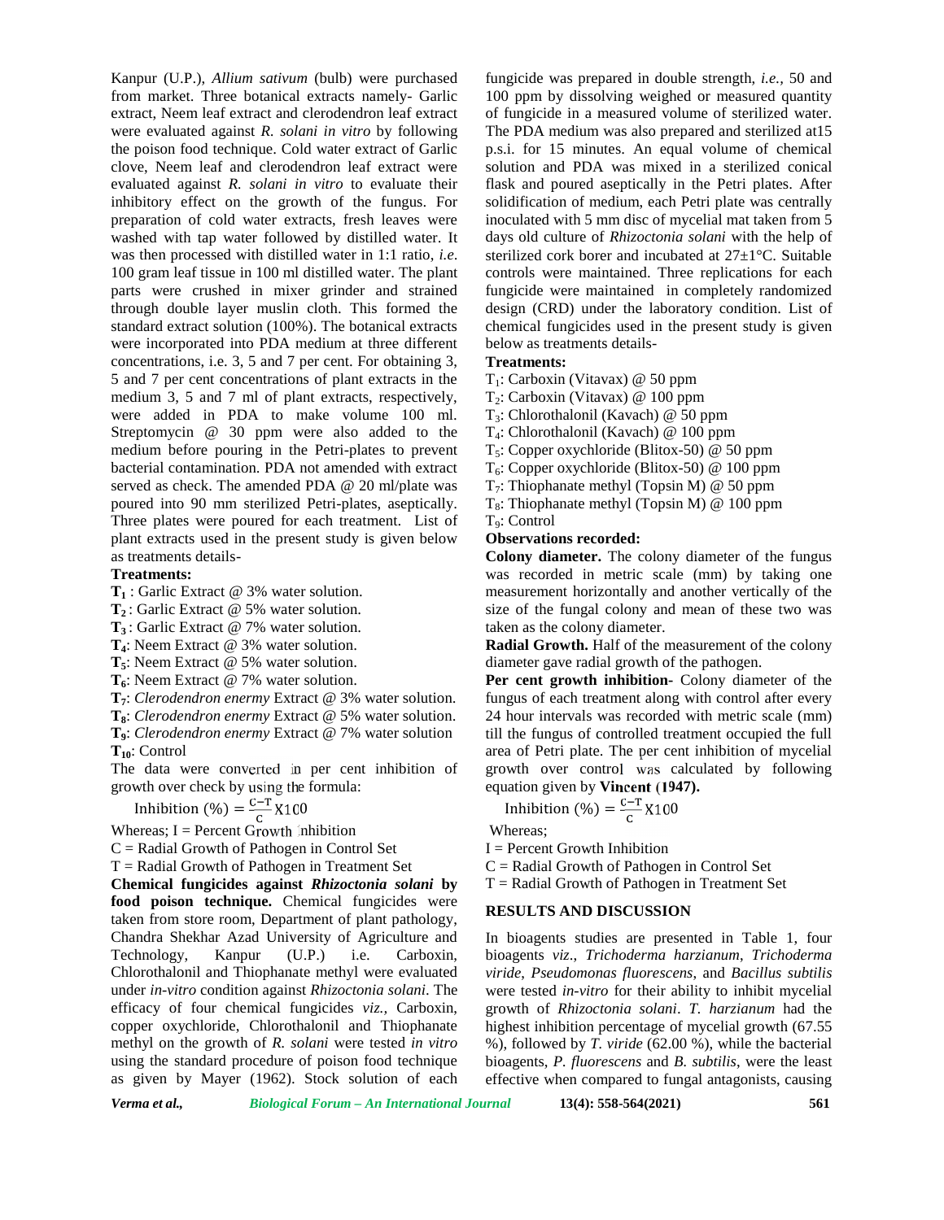Kanpur (U.P.), *Allium sativum* (bulb) were purchased from market. Three botanical extracts namely- Garlic extract, Neem leaf extract and clerodendron leaf extract were evaluated against *R. solani in vitro* by following the poison food technique. Cold water extract of Garlic clove, Neem leaf and clerodendron leaf extract were evaluated against *R. solani in vitro* to evaluate their inhibitory effect on the growth of the fungus. For preparation of cold water extracts, fresh leaves were washed with tap water followed by distilled water. It was then processed with distilled water in 1:1 ratio, *i.e.* 100 gram leaf tissue in 100 ml distilled water. The plant parts were crushed in mixer grinder and strained through double layer muslin cloth. This formed the standard extract solution (100%). The botanical extracts were incorporated into PDA medium at three different concentrations, i.e. 3, 5 and 7 per cent. For obtaining 3, 5 and 7 per cent concentrations of plant extracts in the medium 3, 5 and 7 ml of plant extracts, respectively, were added in PDA to make volume 100 ml. Streptomycin @ 30 ppm were also added to the medium before pouring in the Petri-plates to prevent bacterial contamination. PDA not amended with extract served as check. The amended PDA @ 20 ml/plate was poured into 90 mm sterilized Petri-plates, aseptically. Three plates were poured for each treatment. List of plant extracts used in the present study is given below as treatments details-

**Treatments:**

**$T_1$** : Garlic Extract @ 3% water solution.
**$T_2$** : Garlic Extract @ 5% water solution.
**$T_3$** : Garlic Extract @ 7% water solution.
**$T_4$**: Neem Extract @ 3% water solution.
**$T_5$**: Neem Extract @ 5% water solution.
**$T_6$**: Neem Extract @ 7% water solution.
**$T_7$**: *Clerodendron enermy* Extract @ 3% water solution.
**$T_8$**: *Clerodendron enermy* Extract @ 5% water solution.
**$T_9$**: *Clerodendron enermy* Extract @ 7% water solution
**$T_{10}$**: Control

The data were converted in per cent inhibition of growth over check by using the formula:

$$\text{Inhibition (\%)} = \frac{C-T}{C} \times 100$$

Whereas; I = Percent Growth Inhibition
C = Radial Growth of Pathogen in Control Set
T = Radial Growth of Pathogen in Treatment Set

**Chemical fungicides against *Rhizoctonia solani* by food poison technique.** Chemical fungicides were taken from store room, Department of plant pathology, Chandra Shekhar Azad University of Agriculture and Technology, Kanpur (U.P.) i.e. Carboxin, Chlorothalonil and Thiophanate methyl were evaluated under *in-vitro* condition against *Rhizoctonia solani*. The efficacy of four chemical fungicides *viz.,* Carboxin, copper oxychloride, Chlorothalonil and Thiophanate methyl on the growth of *R. solani* were tested *in vitro* using the standard procedure of poison food technique as given by Mayer (1962). Stock solution of each fungicide was prepared in double strength, *i.e.,* 50 and 100 ppm by dissolving weighed or measured quantity of fungicide in a measured volume of sterilized water. The PDA medium was also prepared and sterilized at15 p.s.i. for 15 minutes. An equal volume of chemical solution and PDA was mixed in a sterilized conical flask and poured aseptically in the Petri plates. After solidification of medium, each Petri plate was centrally inoculated with 5 mm disc of mycelial mat taken from 5 days old culture of *Rhizoctonia solani* with the help of sterilized cork borer and incubated at 27±1°C. Suitable controls were maintained. Three replications for each fungicide were maintained in completely randomized design (CRD) under the laboratory condition. List of chemical fungicides used in the present study is given below as treatments details-

**Treatments:**

$T_1$: Carboxin (Vitavax) @ 50 ppm
$T_2$: Carboxin (Vitavax) @ 100 ppm
$T_3$: Chlorothalonil (Kavach) @ 50 ppm
$T_4$: Chlorothalonil (Kavach) @ 100 ppm
$T_5$: Copper oxychloride (Blitox-50) @ 50 ppm
$T_6$: Copper oxychloride (Blitox-50) @ 100 ppm
$T_7$: Thiophanate methyl (Topsin M) @ 50 ppm
$T_8$: Thiophanate methyl (Topsin M) @ 100 ppm
$T_9$: Control

**Observations recorded:**

**Colony diameter.** The colony diameter of the fungus was recorded in metric scale (mm) by taking one measurement horizontally and another vertically of the size of the fungal colony and mean of these two was taken as the colony diameter.

**Radial Growth.** Half of the measurement of the colony diameter gave radial growth of the pathogen.

**Per cent growth inhibition-** Colony diameter of the fungus of each treatment along with control after every 24 hour intervals was recorded with metric scale (mm) till the fungus of controlled treatment occupied the full area of Petri plate. The per cent inhibition of mycelial growth over control was calculated by following equation given by **Vincent (1947).**

$$\text{Inhibition (\%)} = \frac{C-T}{C} \times 100$$

Whereas;
I = Percent Growth Inhibition
C = Radial Growth of Pathogen in Control Set
T = Radial Growth of Pathogen in Treatment Set

## RESULTS AND DISCUSSION

In bioagents studies are presented in Table 1, four bioagents *viz*., *Trichoderma harzianum*, *Trichoderma viride*, *Pseudomonas fluorescens*, and *Bacillus subtilis* were tested *in-vitro* for their ability to inhibit mycelial growth of *Rhizoctonia solani*. *T. harzianum* had the highest inhibition percentage of mycelial growth (67.55 %), followed by *T. viride* (62.00 %), while the bacterial bioagents, *P. fluorescens* and *B. subtilis*, were the least effective when compared to fungal antagonists, causing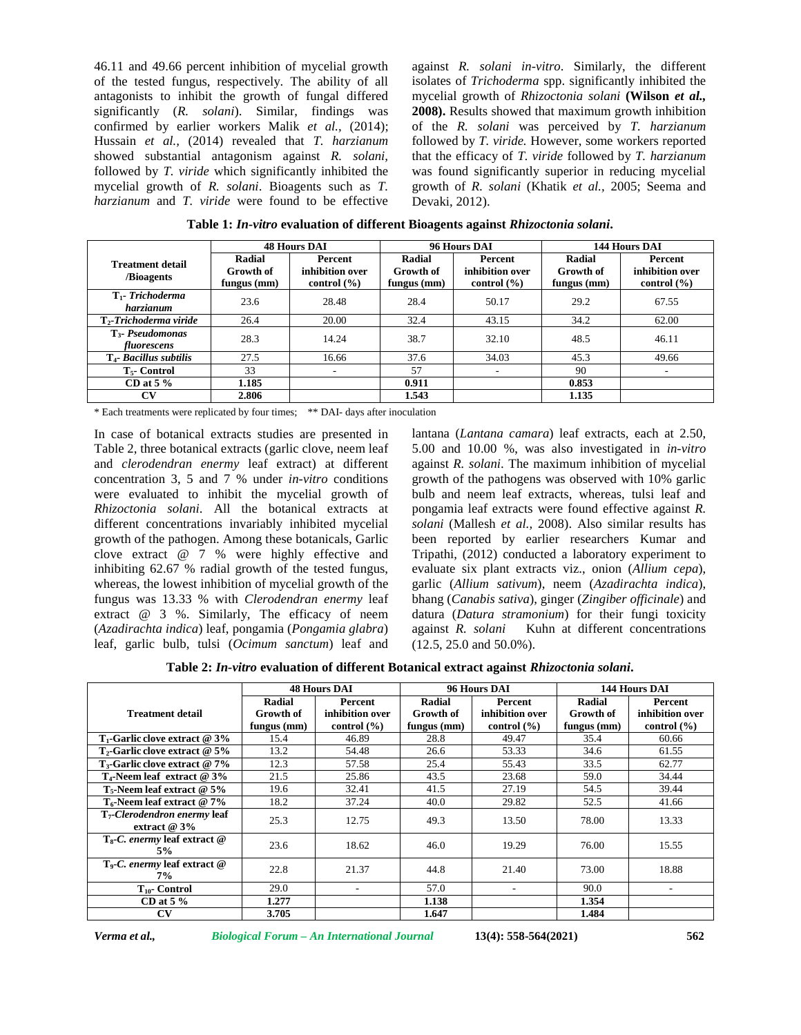46.11 and 49.66 percent inhibition of mycelial growth of the tested fungus, respectively. The ability of all antagonists to inhibit the growth of fungal differed significantly (*R. solani*). Similar, findings was confirmed by earlier workers Malik *et al.,* (2014); Hussain *et al.,* (2014) revealed that *T. harzianum* showed substantial antagonism against *R. solani,* followed by *T. viride* which significantly inhibited the mycelial growth of *R. solani*. Bioagents such as *T. harzianum* and *T. viride* were found to be effective against *R. solani in-vitro*. Similarly, the different isolates of *Trichoderma* spp. significantly inhibited the mycelial growth of *Rhizoctonia solani* **(Wilson *et al.,* 2008).** Results showed that maximum growth inhibition of the *R. solani* was perceived by *T. harzianum* followed by *T. viride.* However, some workers reported that the efficacy of *T. viride* followed by *T. harzianum* was found significantly superior in reducing mycelial growth of *R. solani* (Khatik *et al.,* 2005; Seema and Devaki, 2012).

**Table 1: *In-vitro* evaluation of different Bioagents against *Rhizoctonia solani*.**

| Treatment detail /Bioagents | 48 Hours DAI | | 96 Hours DAI | | 144 Hours DAI | |
|---|---|---|---|---|---|---|
| | Radial Growth of fungus (mm) | Percent inhibition over control (%) | Radial Growth of fungus (mm) | Percent inhibition over control (%) | Radial Growth of fungus (mm) | Percent inhibition over control (%) |
| $T_1$- *Trichoderma harzianum* | 23.6 | 28.48 | 28.4 | 50.17 | 29.2 | 67.55 |
| $T_2$-*Trichoderma viride* | 26.4 | 20.00 | 32.4 | 43.15 | 34.2 | 62.00 |
| $T_3$- *Pseudomonas fluorescens* | 28.3 | 14.24 | 38.7 | 32.10 | 48.5 | 46.11 |
| $T_4$- *Bacillus subtilis* | 27.5 | 16.66 | 37.6 | 34.03 | 45.3 | 49.66 |
| $T_5$- Control | 33 | - | 57 | - | 90 | - |
| CD at 5 % | 1.185 | | 0.911 | | 0.853 | |
| CV | 2.806 | | 1.543 | | 1.135 | |

\* Each treatments were replicated by four times;  ** DAI- days after inoculation

In case of botanical extracts studies are presented in Table 2, three botanical extracts (garlic clove, neem leaf and *clerodendran enermy* leaf extract) at different concentration 3, 5 and 7 % under *in-vitro* conditions were evaluated to inhibit the mycelial growth of *Rhizoctonia solani*. All the botanical extracts at different concentrations invariably inhibited mycelial growth of the pathogen. Among these botanicals, Garlic clove extract @ 7 % were highly effective and inhibiting 62.67 % radial growth of the tested fungus, whereas, the lowest inhibition of mycelial growth of the fungus was 13.33 % with *Clerodendran enermy* leaf extract @ 3 %. Similarly, The efficacy of neem (*Azadirachta indica*) leaf, pongamia (*Pongamia glabra*) leaf, garlic bulb, tulsi (*Ocimum sanctum*) leaf and lantana (*Lantana camara*) leaf extracts, each at 2.50, 5.00 and 10.00 %, was also investigated in *in-vitro* against *R. solani*. The maximum inhibition of mycelial growth of the pathogens was observed with 10% garlic bulb and neem leaf extracts, whereas, tulsi leaf and pongamia leaf extracts were found effective against *R. solani* (Mallesh *et al.,* 2008). Also similar results has been reported by earlier researchers Kumar and Tripathi, (2012) conducted a laboratory experiment to evaluate six plant extracts viz., onion (*Allium cepa*), garlic (*Allium sativum*), neem (*Azadirachta indica*), bhang (*Canabis sativa*), ginger (*Zingiber officinale*) and datura (*Datura stramonium*) for their fungi toxicity against *R. solani* Kuhn at different concentrations (12.5, 25.0 and 50.0%).

**Table 2: *In-vitro* evaluation of different Botanical extract against *Rhizoctonia solani*.**

| Treatment detail | 48 Hours DAI | | 96 Hours DAI | | 144 Hours DAI | |
|---|---|---|---|---|---|---|
| | Radial Growth of fungus (mm) | Percent inhibition over control (%) | Radial Growth of fungus (mm) | Percent inhibition over control (%) | Radial Growth of fungus (mm) | Percent inhibition over control (%) |
| $T_1$-Garlic clove extract @ 3% | 15.4 | 46.89 | 28.8 | 49.47 | 35.4 | 60.66 |
| $T_2$-Garlic clove extract @ 5% | 13.2 | 54.48 | 26.6 | 53.33 | 34.6 | 61.55 |
| $T_3$-Garlic clove extract @ 7% | 12.3 | 57.58 | 25.4 | 55.43 | 33.5 | 62.77 |
| $T_4$-Neem leaf extract @ 3% | 21.5 | 25.86 | 43.5 | 23.68 | 59.0 | 34.44 |
| $T_5$-Neem leaf extract @ 5% | 19.6 | 32.41 | 41.5 | 27.19 | 54.5 | 39.44 |
| $T_6$-Neem leaf extract @ 7% | 18.2 | 37.24 | 40.0 | 29.82 | 52.5 | 41.66 |
| $T_7$-*Clerodendron enermy* leaf extract @ 3% | 25.3 | 12.75 | 49.3 | 13.50 | 78.00 | 13.33 |
| $T_8$-*C. enermy* leaf extract @ 5% | 23.6 | 18.62 | 46.0 | 19.29 | 76.00 | 15.55 |
| $T_9$-*C. enermy* leaf extract @ 7% | 22.8 | 21.37 | 44.8 | 21.40 | 73.00 | 18.88 |
| $T_{10}$- Control | 29.0 | - | 57.0 | - | 90.0 | - |
| CD at 5 % | 1.277 | | 1.138 | | 1.354 | |
| CV | 3.705 | | 1.647 | | 1.484 | |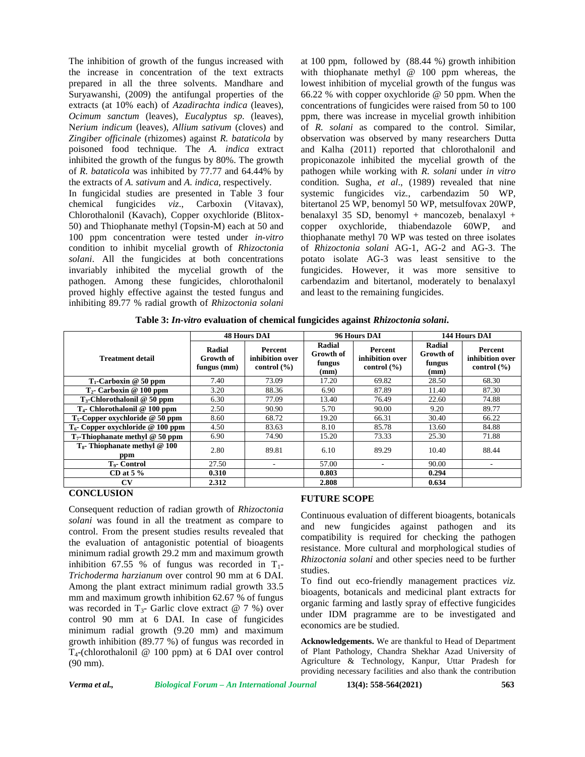The inhibition of growth of the fungus increased with the increase in concentration of the text extracts prepared in all the three solvents. Mandhare and Suryawanshi, (2009) the antifungal properties of the extracts (at 10% each) of *Azadirachta indica* (leaves), *Ocimum sanctum* (leaves), *Eucalyptus sp*. (leaves), N*erium indicum* (leaves), *Allium sativum* (cloves) and *Zingiber officinale* (rhizomes) against *R. bataticola* by poisoned food technique. The *A. indica* extract inhibited the growth of the fungus by 80%. The growth of *R. bataticola* was inhibited by 77.77 and 64.44% by the extracts of *A. sativum* and *A. indica*, respectively.

In fungicidal studies are presented in Table 3 four chemical fungicides *viz*., Carboxin (Vitavax), Chlorothalonil (Kavach), Copper oxychloride (Blitox-50) and Thiophanate methyl (Topsin-M) each at 50 and 100 ppm concentration were tested under *in-vitro* condition to inhibit mycelial growth of *Rhizoctonia solani*. All the fungicides at both concentrations invariably inhibited the mycelial growth of the pathogen. Among these fungicides, chlorothalonil proved highly effective against the tested fungus and inhibiting 89.77 % radial growth of *Rhizoctonia solani* at 100 ppm, followed by (88.44 %) growth inhibition with thiophanate methyl @ 100 ppm whereas, the lowest inhibition of mycelial growth of the fungus was 66.22 % with copper oxychloride @ 50 ppm. When the concentrations of fungicides were raised from 50 to 100 ppm, there was increase in mycelial growth inhibition of *R. solani* as compared to the control. Similar, observation was observed by many researchers Dutta and Kalha (2011) reported that chlorothalonil and propiconazole inhibited the mycelial growth of the pathogen while working with *R. solani* under *in vitro* condition. Sugha, *et al*., (1989) revealed that nine systemic fungicides viz., carbendazim 50 WP, bitertanol 25 WP, benomyl 50 WP, metsulfovax 20WP, benalaxyl 35 SD, benomyl + mancozeb, benalaxyl + copper oxychloride, thiabendazole 60WP, and thiophanate methyl 70 WP was tested on three isolates of *Rhizoctonia solani* AG-1, AG-2 and AG-3. The potato isolate AG-3 was least sensitive to the fungicides. However, it was more sensitive to carbendazim and bitertanol, moderately to benalaxyl and least to the remaining fungicides.

**Table 3:** ***In-vitro*** **evaluation of chemical fungicides against** ***Rhizoctonia solani*****.**

| Treatment detail | 48 Hours DAI | | 96 Hours DAI | | 144 Hours DAI | |
|---|---|---|---|---|---|---|
| | Radial Growth of fungus (mm) | Percent inhibition over control (%) | Radial Growth of fungus (mm) | Percent inhibition over control (%) | Radial Growth of fungus (mm) | Percent inhibition over control (%) |
| $T_1$-Carboxin @ 50 ppm | 7.40 | 73.09 | 17.20 | 69.82 | 28.50 | 68.30 |
| $T_2$- Carboxin @ 100 ppm | 3.20 | 88.36 | 6.90 | 87.89 | 11.40 | 87.30 |
| $T_3$-Chlorothalonil @ 50 ppm | 6.30 | 77.09 | 13.40 | 76.49 | 22.60 | 74.88 |
| $T_4$- Chlorothalonil @ 100 ppm | 2.50 | 90.90 | 5.70 | 90.00 | 9.20 | 89.77 |
| $T_5$-Copper oxychloride @ 50 ppm | 8.60 | 68.72 | 19.20 | 66.31 | 30.40 | 66.22 |
| $T_6$- Copper oxychloride @ 100 ppm | 4.50 | 83.63 | 8.10 | 85.78 | 13.60 | 84.88 |
| $T_7$-Thiophanate methyl @ 50 ppm | 6.90 | 74.90 | 15.20 | 73.33 | 25.30 | 71.88 |
| $T_8$- Thiophanate methyl @ 100 ppm | 2.80 | 89.81 | 6.10 | 89.29 | 10.40 | 88.44 |
| $T_9$- Control | 27.50 | - | 57.00 | - | 90.00 | - |
| CD at 5 % | 0.310 | | 0.803 | | 0.294 | |
| CV | 2.312 | | 2.808 | | 0.634 | |

## CONCLUSION

Consequent reduction of radian growth of *Rhizoctonia solani* was found in all the treatment as compare to control. From the present studies results revealed that the evaluation of antagonistic potential of bioagents minimum radial growth 29.2 mm and maximum growth inhibition 67.55 % of fungus was recorded in $T_1$-*Trichoderma harzianum* over control 90 mm at 6 DAI. Among the plant extract minimum radial growth 33.5 mm and maximum growth inhibition 62.67 % of fungus was recorded in $T_3$- Garlic clove extract @ 7 %) over control 90 mm at 6 DAI. In case of fungicides minimum radial growth (9.20 mm) and maximum growth inhibition (89.77 %) of fungus was recorded in $T_4$-(chlorothalonil @ 100 ppm) at 6 DAI over control (90 mm).

## FUTURE SCOPE

Continuous evaluation of different bioagents, botanicals and new fungicides against pathogen and its compatibility is required for checking the pathogen resistance. More cultural and morphological studies of *Rhizoctonia solani* and other species need to be further studies.

To find out eco-friendly management practices *viz.* bioagents, botanicals and medicinal plant extracts for organic farming and lastly spray of effective fungicides under IDM pragramme are to be investigated and economics are be studied.

**Acknowledgements.** We are thankful to Head of Department of Plant Pathology, Chandra Shekhar Azad University of Agriculture & Technology, Kanpur, Uttar Pradesh for providing necessary facilities and also thank the contribution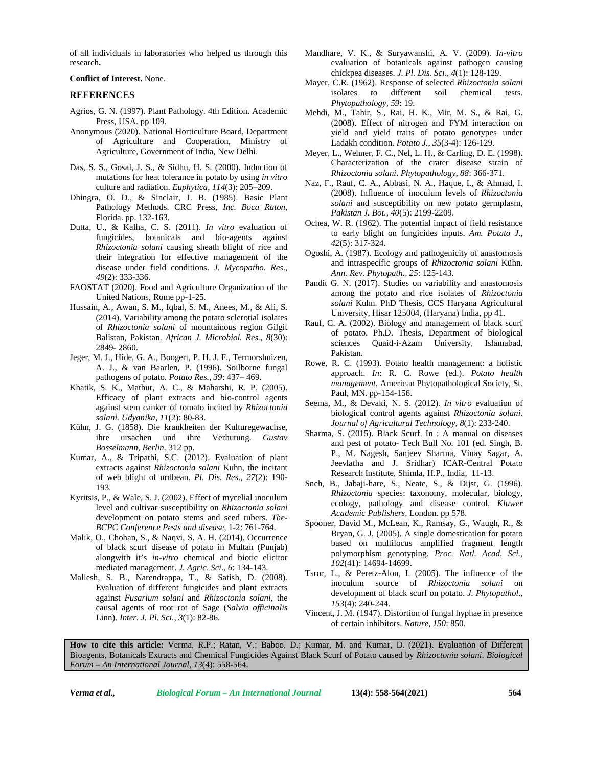of all individuals in laboratories who helped us through this research**.**

**Conflict of Interest.** None.

## REFERENCES

Agrios, G. N. (1997). Plant Pathology. 4th Edition. Academic Press, USA. pp 109.

Anonymous (2020). National Horticulture Board, Department of Agriculture and Cooperation, Ministry of Agriculture, Government of India, New Delhi.

Das, S. S., Gosal, J. S., & Sidhu, H. S. (2000). Induction of mutations for heat tolerance in potato by using *in vitro* culture and radiation. *Euphytica*, *114*(3): 205–209.

Dhingra, O. D., & Sinclair, J. B. (1985). Basic Plant Pathology Methods. CRC Press, *Inc. Boca Raton*, Florida. pp. 132-163.

Dutta, U., & Kalha, C. S. (2011). *In vitro* evaluation of fungicides, botanicals and bio-agents against *Rhizoctonia solani* causing sheath blight of rice and their integration for effective management of the disease under field conditions. *J. Mycopatho. Res*., *49*(2): 333-336.

FAOSTAT (2020). Food and Agriculture Organization of the United Nations, Rome pp-1-25.

Hussain, A., Awan, S. M., Iqbal, S. M., Anees, M., & Ali, S. (2014). Variability among the potato sclerotial isolates of *Rhizoctonia solani* of mountainous region Gilgit Balistan, Pakistan. *African J. Microbiol. Res., 8*(30): 2849- 2860.

Jeger, M. J., Hide, G. A., Boogert, P. H. J. F., Termorshuizen, A. J., & van Baarlen, P. (1996). Soilborne fungal pathogens of potato. *Potato Res.*, *39*: 437– 469.

Khatik, S. K., Mathur, A. C., & Maharshi, R. P. (2005). Efficacy of plant extracts and bio-control agents against stem canker of tomato incited by *Rhizoctonia solani. Udyanika, 11*(2): 80-83.

Kühn, J. G. (1858). Die krankheiten der Kulturegewachse, ihre ursachen und ihre Verhutung. *Gustav Bosselmann, Berlin.* 312 pp.

Kumar, A., & Tripathi, S.C. (2012). Evaluation of plant extracts against *Rhizoctonia solani* Kuhn, the incitant of web blight of urdbean. *Pl. Dis. Res*., *27*(2): 190-193.

Kyritsis, P., & Wale, S. J. (2002). Effect of mycelial inoculum level and cultivar susceptibility on *Rhizoctonia solani* development on potato stems and seed tubers. *The-BCPC Conference Pests and disease*, 1-2: 761-764.

Malik, O., Chohan, S., & Naqvi, S. A. H. (2014). Occurrence of black scurf disease of potato in Multan (Punjab) alongwith it's *in-vitro* chemical and biotic elicitor mediated management. *J. Agric. Sci*., *6*: 134-143.

Mallesh, S. B., Narendrappa, T., & Satish, D. (2008). Evaluation of different fungicides and plant extracts against *Fusarium solani* and *Rhizoctonia solani*, the causal agents of root rot of Sage (*Salvia officinalis* Linn). *Inter. J. Pl. Sci., 3*(1): 82-86.

Mandhare, V. K., & Suryawanshi, A. V. (2009). *In-vitro* evaluation of botanicals against pathogen causing chickpea diseases. *J. Pl. Dis. Sci*., *4*(1): 128-129.

Mayer, C.R. (1962). Response of selected *Rhizoctonia solani* isolates to different soil chemical tests. *Phytopathology, 59*: 19.

Mehdi, M., Tahir, S., Rai, H. K., Mir, M. S., & Rai, G. (2008). Effect of nitrogen and FYM interaction on yield and yield traits of potato genotypes under Ladakh condition. *Potato J., 35*(3-4): 126-129.

Meyer, L., Wehner, F. C., Nel, L. H., & Carling, D. E. (1998). Characterization of the crater disease strain of *Rhizoctonia solani*. *Phytopathology, 88*: 366-371.

Naz, F., Rauf, C. A., Abbasi, N. A., Haque, I., & Ahmad, I. (2008). Influence of inoculum levels of *Rhizoctonia solani* and susceptibility on new potato germplasm, *Pakistan J. Bot., 40*(5): 2199-2209.

Ochea, W. R. (1962). The potential impact of field resistance to early blight on fungicides inputs. *Am. Potato J*., *42*(5): 317-324.

Ogoshi, A. (1987). Ecology and pathogenicity of anastomosis and intraspecific groups of *Rhizoctonia solani* Kühn. *Ann. Rev. Phytopath., 25*: 125-143.

Pandit G. N. (2017). Studies on variability and anastomosis among the potato and rice isolates of *Rhizoctonia solani* Kuhn. PhD Thesis, CCS Haryana Agricultural University, Hisar 125004, (Haryana) India, pp 41.

Rauf, C. A. (2002). Biology and management of black scurf of potato. Ph.D. Thesis, Department of biological sciences Quaid-i-Azam University, Islamabad, Pakistan.

Rowe, R. C. (1993). Potato health management: a holistic approach. *In*: R. C. Rowe (ed.). *Potato health management.* American Phytopathological Society, St. Paul, MN. pp-154-156.

Seema, M., & Devaki, N. S. (2012). *In vitro* evaluation of biological control agents against *Rhizoctonia solani*. *Journal of Agricultural Technology, 8*(1): 233-240.

Sharma, S. (2015). Black Scurf. In : A manual on diseases and pest of potato- Tech Bull No. 101 (ed. Singh, B. P., M. Nagesh, Sanjeev Sharma, Vinay Sagar, A. Jeevlatha and J. Sridhar) ICAR-Central Potato Research Institute, Shimla, H.P., India, 11-13.

Sneh, B., Jabaji-hare, S., Neate, S., & Dijst, G. (1996). *Rhizoctonia* species: taxonomy, molecular, biology, ecology, pathology and disease control, *Kluwer Academic Publishers*, London. pp 578.

Spooner, David M., McLean, K., Ramsay, G., Waugh, R., & Bryan, G. J. (2005). A single domestication for potato based on multilocus amplified fragment length polymorphism genotyping. *Proc. Natl. Acad. Sci., 102*(41): 14694-14699.

Tsror, L., & Peretz-Alon, I. (2005). The influence of the inoculum source of *Rhizoctonia solani* on development of black scurf on potato. *J. Phytopathol., 153*(4): 240-244.

Vincent, J. M. (1947). Distortion of fungal hyphae in presence of certain inhibitors. *Nature*, *150*: 850.

**How to cite this article:** Verma, R.P.; Ratan, V.; Baboo, D.; Kumar, M. and Kumar, D. (2021). Evaluation of Different Bioagents, Botanicals Extracts and Chemical Fungicides Against Black Scurf of Potato caused by *Rhizoctonia solani*. *Biological Forum – An International Journal, 13*(4): 558-564.